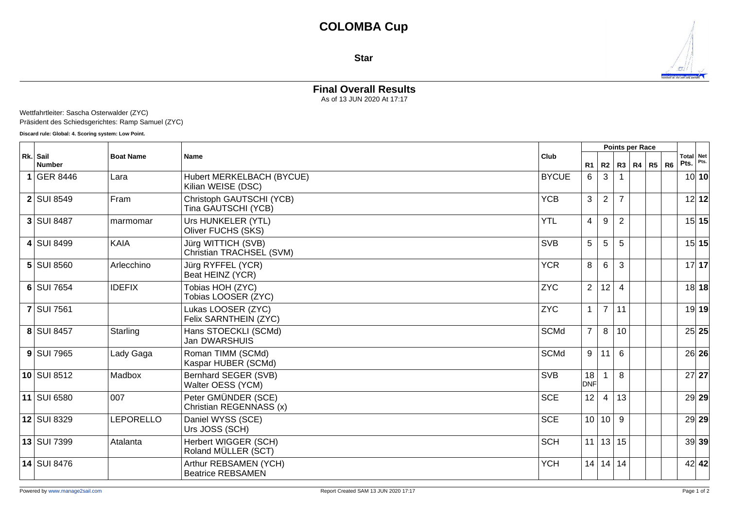# COLOMBA Cup

**Star**

## Final Overall Results

As of 13 JUN 2020 At 17:17

Wettfahrtleiter: Sascha Osterwalder (ZYC)
Präsident des Schiedsgerichtes: Ramp Samuel (ZYC)

**Discard rule: Global: 4. Scoring system: Low Point.**

| Rk. | Sail Number | Boat Name | Name | Club | Points per Race | | | | | | Total Pts. | Net Pts. |
|---|---|---|---|---|---|---|---|---|---|---|---|---|
| | | | | | R1 | R2 | R3 | R4 | R5 | R6 | | |
| 1 | GER 8446 | Lara | Hubert MERKELBACH (BYCUE)<br>Kilian WEISE (DSC) | BYCUE | 6 | 3 | 1 | | | | 10 | **10** |
| 2 | SUI 8549 | Fram | Christoph GAUTSCHI (YCB)<br>Tina GAUTSCHI (YCB) | YCB | 3 | 2 | 7 | | | | 12 | **12** |
| 3 | SUI 8487 | marmomar | Urs HUNKELER (YTL)<br>Oliver FUCHS (SKS) | YTL | 4 | 9 | 2 | | | | 15 | **15** |
| 4 | SUI 8499 | KAIA | Jürg WITTICH (SVB)<br>Christian TRACHSEL (SVM) | SVB | 5 | 5 | 5 | | | | 15 | **15** |
| 5 | SUI 8560 | Arlecchino | Jürg RYFFEL (YCR)<br>Beat HEINZ (YCR) | YCR | 8 | 6 | 3 | | | | 17 | **17** |
| 6 | SUI 7654 | IDEFIX | Tobias HOH (ZYC)<br>Tobias LOOSER (ZYC) | ZYC | 2 | 12 | 4 | | | | 18 | **18** |
| 7 | SUI 7561 | | Lukas LOOSER (ZYC)<br>Felix SARNTHEIN (ZYC) | ZYC | 1 | 7 | 11 | | | | 19 | **19** |
| 8 | SUI 8457 | Starling | Hans STOECKLI (SCMd)<br>Jan DWARSHUIS | SCMd | 7 | 8 | 10 | | | | 25 | **25** |
| 9 | SUI 7965 | Lady Gaga | Roman TIMM (SCMd)<br>Kaspar HUBER (SCMd) | SCMd | 9 | 11 | 6 | | | | 26 | **26** |
| 10 | SUI 8512 | Madbox | Bernhard SEGER (SVB)<br>Walter OESS (YCM) | SVB | 18 DNF | 1 | 8 | | | | 27 | **27** |
| 11 | SUI 6580 | 007 | Peter GMÜNDER (SCE)<br>Christian REGENNASS (x) | SCE | 12 | 4 | 13 | | | | 29 | **29** |
| 12 | SUI 8329 | LEPORELLO | Daniel WYSS (SCE)<br>Urs JOSS (SCH) | SCE | 10 | 10 | 9 | | | | 29 | **29** |
| 13 | SUI 7399 | Atalanta | Herbert WIGGER (SCH)<br>Roland MÜLLER (SCT) | SCH | 11 | 13 | 15 | | | | 39 | **39** |
| 14 | SUI 8476 | | Arthur REBSAMEN (YCH)<br>Beatrice REBSAMEN | YCH | 14 | 14 | 14 | | | | 42 | **42** |

Powered by www.manage2sail.com

Report Created SAM 13 JUN 2020 17:17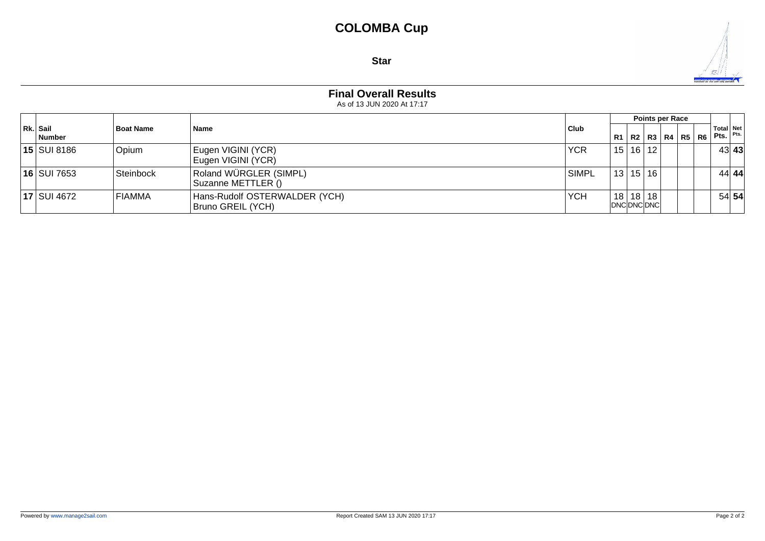# COLOMBA Cup

**Star**

## Final Overall Results

As of 13 JUN 2020 At 17:17

| Rk. | Sail Number | Boat Name | Name | Club | Points per Race | | | | | | Total Pts. | Net Pts. |
|---|---|---|---|---|---|---|---|---|---|---|---|---|
| | | | | | R1 | R2 | R3 | R4 | R5 | R6 | | |
| **15** | SUI 8186 | Opium | Eugen VIGINI (YCR)<br>Eugen VIGINI (YCR) | YCR | 15 | 16 | 12 | | | | 43 | **43** |
| **16** | SUI 7653 | Steinbock | Roland WÜRGLER (SIMPL)<br>Suzanne METTLER () | SIMPL | 13 | 15 | 16 | | | | 44 | **44** |
| **17** | SUI 4672 | FIAMMA | Hans-Rudolf OSTERWALDER (YCH)<br>Bruno GREIL (YCH) | YCH | 18 DNC | 18 DNC | 18 DNC | | | | 54 | **54** |

Powered by www.manage2sail.com

Report Created SAM 13 JUN 2020 17:17